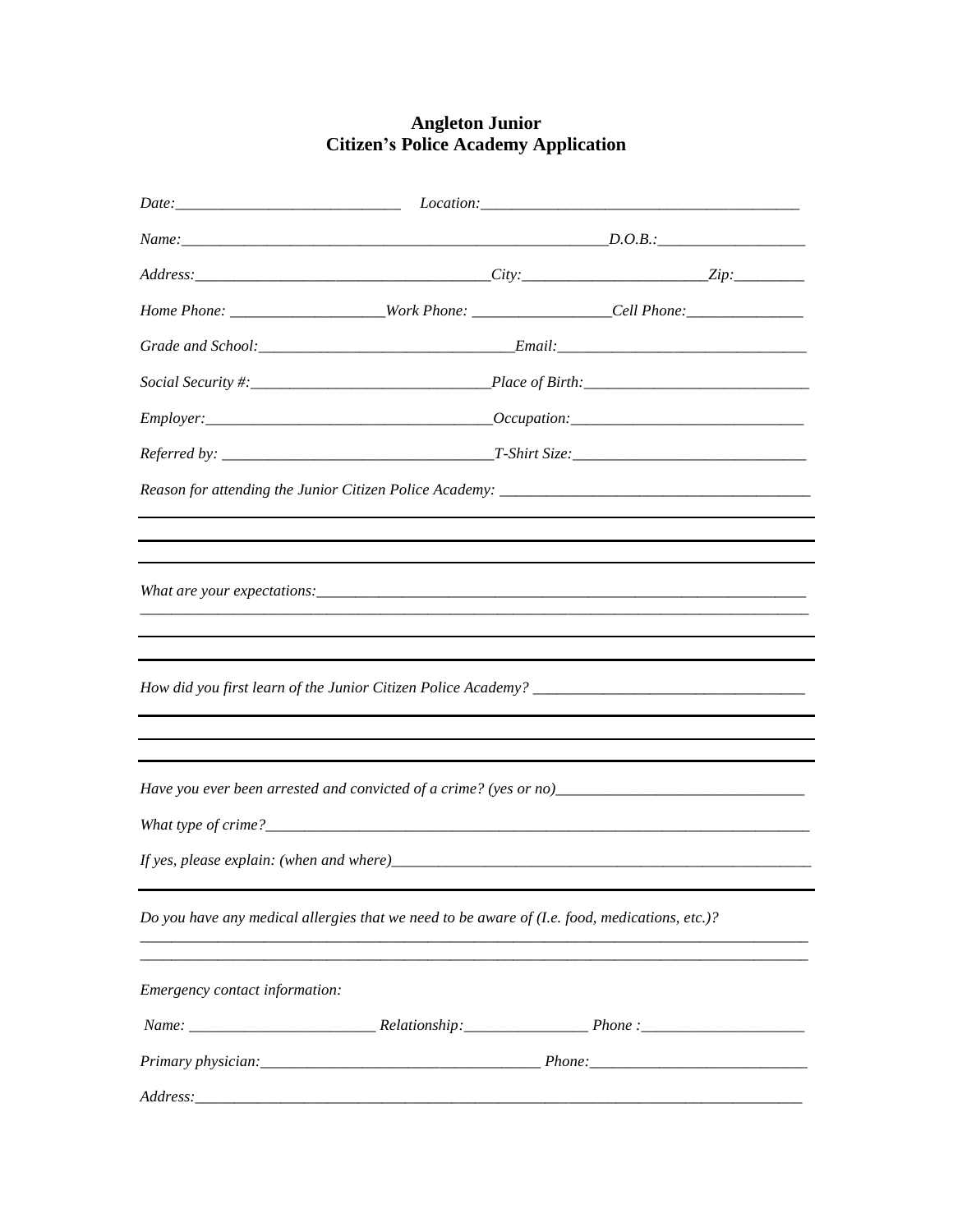# Angleton Junior
# Citizen's Police Academy Application

*Date:*_____________________________ *Location:*_________________________________________

*Name:*_______________________________________________________*D.O.B.:*___________________

*Address:*_____________________________________*City:*________________________*Zip:*_________

*Home Phone:* ___________________*Work Phone:* _________________*Cell Phone:*_______________

*Grade and School:*________________________________*Email:*________________________________

*Social Security #:*______________________________*Place of Birth:*____________________________

*Employer:*____________________________________*Occupation:*_____________________________

*Referred by:* _________________________________*T-Shirt Size:*_____________________________

*Reason for attending the Junior Citizen Police Academy:* _______________________________________

_____________________________________________________________________________________

_____________________________________________________________________________________

_____________________________________________________________________________________

*What are your expectations:*____________________________________________________________

_____________________________________________________________________________________

_____________________________________________________________________________________

_____________________________________________________________________________________

*How did you first learn of the Junior Citizen Police Academy?* ____________________________________

_____________________________________________________________________________________

_____________________________________________________________________________________

_____________________________________________________________________________________

*Have you ever been arrested and convicted of a crime? (yes or no)*_________________________________

*What type of crime?*__________________________________________________________________

*If yes, please explain: (when and where)*_________________________________________________

_____________________________________________________________________________________

*Do you have any medical allergies that we need to be aware of (I.e. food, medications, etc.)?*

_____________________________________________________________________________________

_____________________________________________________________________________________

*Emergency contact information:*

*Name:* ________________________ *Relationship:*________________ *Phone :*_____________________

*Primary physician:*___________________________________ *Phone:*___________________________

*Address:*_________________________________________________________________________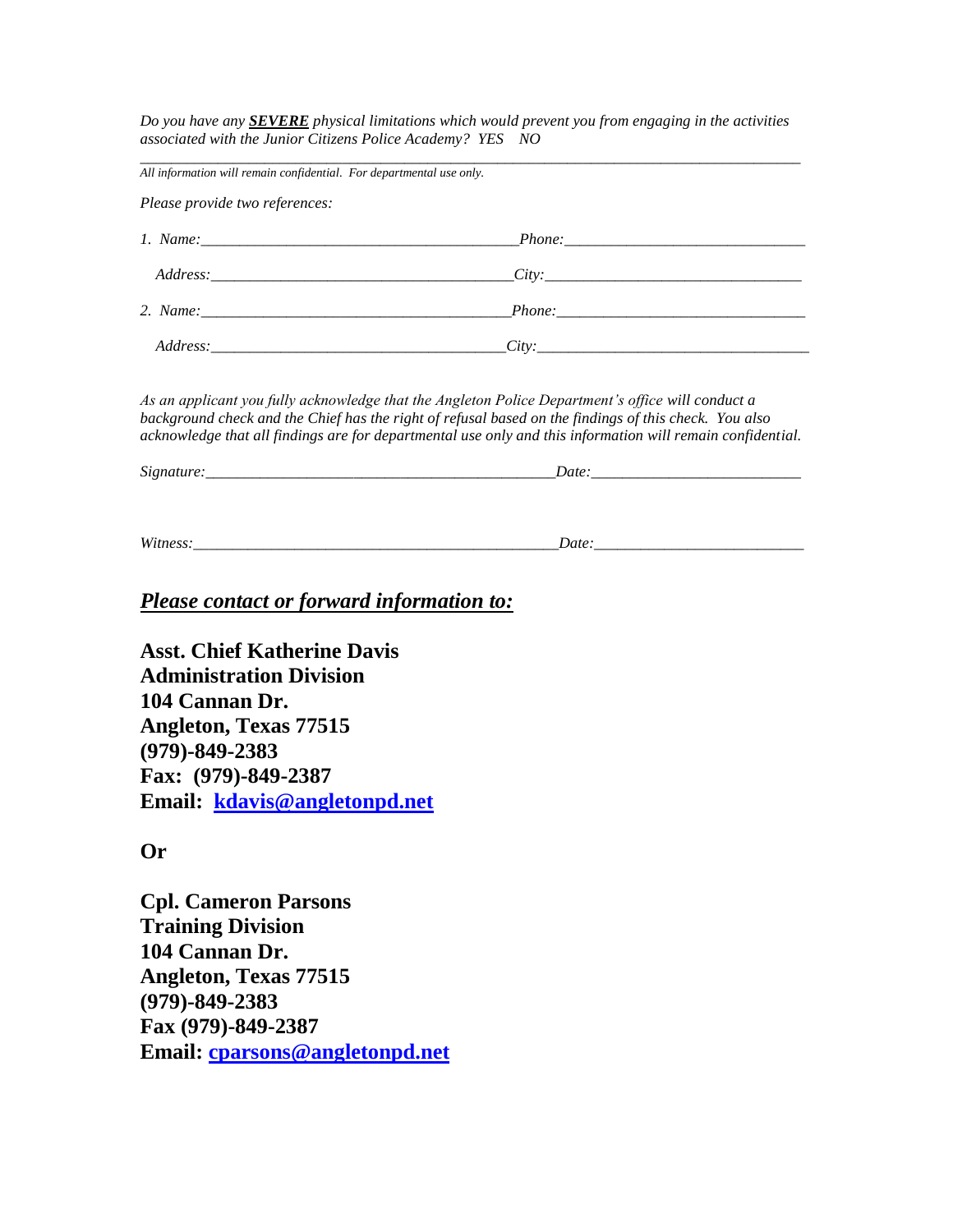*Do you have any **SEVERE** physical limitations which would prevent you from engaging in the activities associated with the Junior Citizens Police Academy? YES NO*

_______________________________________________________________________________

*All information will remain confidential. For departmental use only.*

*Please provide two references:*

*1. Name:*_______________________________________*Phone:*______________________________

*Address:*_____________________________________*City:*________________________________

*2. Name:*_______________________________________*Phone:*______________________________

*Address:*_____________________________________*City:*________________________________

*As an applicant you fully acknowledge that the Angleton Police Department's office will conduct a background check and the Chief has the right of refusal based on the findings of this check. You also acknowledge that all findings are for departmental use only and this information will remain confidential.*

*Signature:*_____________________________________________*Date:*__________________________

*Witness:*______________________________________________*Date:*__________________________

***Please contact or forward information to:***

**Asst. Chief Katherine Davis**
**Administration Division**
**104 Cannan Dr.**
**Angleton, Texas 77515**
**(979)-849-2383**
**Fax: (979)-849-2387**
**Email: kdavis@angletonpd.net**

**Or**

**Cpl. Cameron Parsons**
**Training Division**
**104 Cannan Dr.**
**Angleton, Texas 77515**
**(979)-849-2383**
**Fax (979)-849-2387**
**Email: cparsons@angletonpd.net**